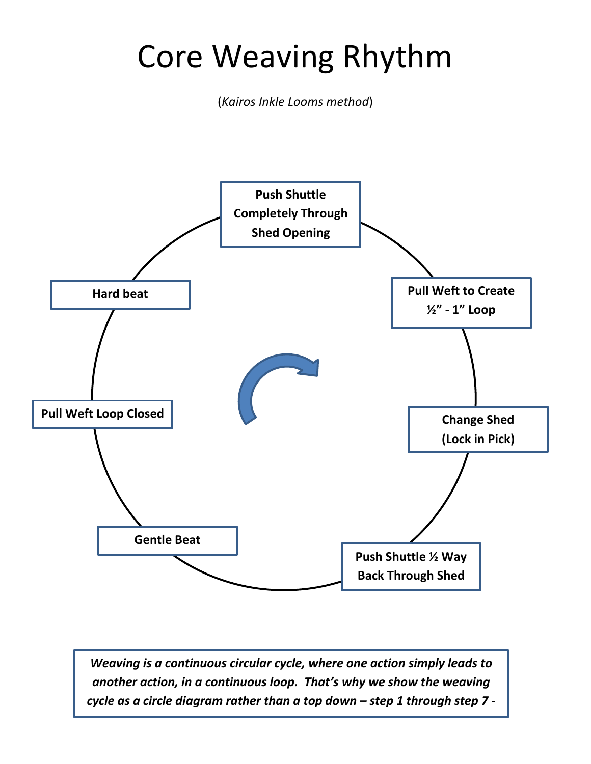# Core Weaving Rhythm

(*Kairos Inkle Looms method*)

**Push Shuttle Completely Through Shed Opening**

**Pull Weft to Create ½" - 1" Loop**

**Change Shed (Lock in Pick)**

**Push Shuttle ½ Way Back Through Shed**

**Gentle Beat**

**Pull Weft Loop Closed**

**Hard beat**

***Weaving is a continuous circular cycle, where one action simply leads to another action, in a continuous loop. That's why we show the weaving cycle as a circle diagram rather than a top down – step 1 through step 7 -***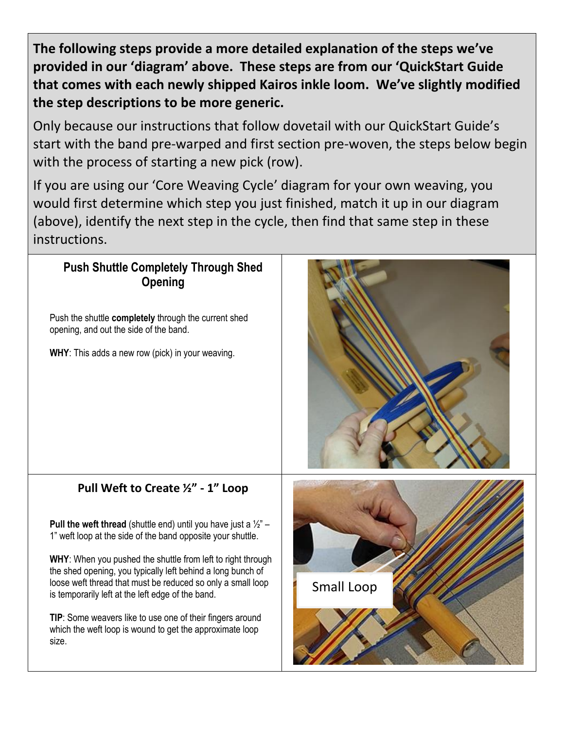**The following steps provide a more detailed explanation of the steps we've provided in our 'diagram' above. These steps are from our 'QuickStart Guide that comes with each newly shipped Kairos inkle loom. We've slightly modified the step descriptions to be more generic.**

Only because our instructions that follow dovetail with our QuickStart Guide's start with the band pre-warped and first section pre-woven, the steps below begin with the process of starting a new pick (row).

If you are using our 'Core Weaving Cycle' diagram for your own weaving, you would first determine which step you just finished, match it up in our diagram (above), identify the next step in the cycle, then find that same step in these instructions.

### Push Shuttle Completely Through Shed Opening

Push the shuttle **completely** through the current shed opening, and out the side of the band.

**WHY**: This adds a new row (pick) in your weaving.

### Pull Weft to Create ½" - 1" Loop

**Pull the weft thread** (shuttle end) until you have just a ½" – 1" weft loop at the side of the band opposite your shuttle.

**WHY**: When you pushed the shuttle from left to right through the shed opening, you typically left behind a long bunch of loose weft thread that must be reduced so only a small loop is temporarily left at the left edge of the band.

**TIP**: Some weavers like to use one of their fingers around which the weft loop is wound to get the approximate loop size.

Small Loop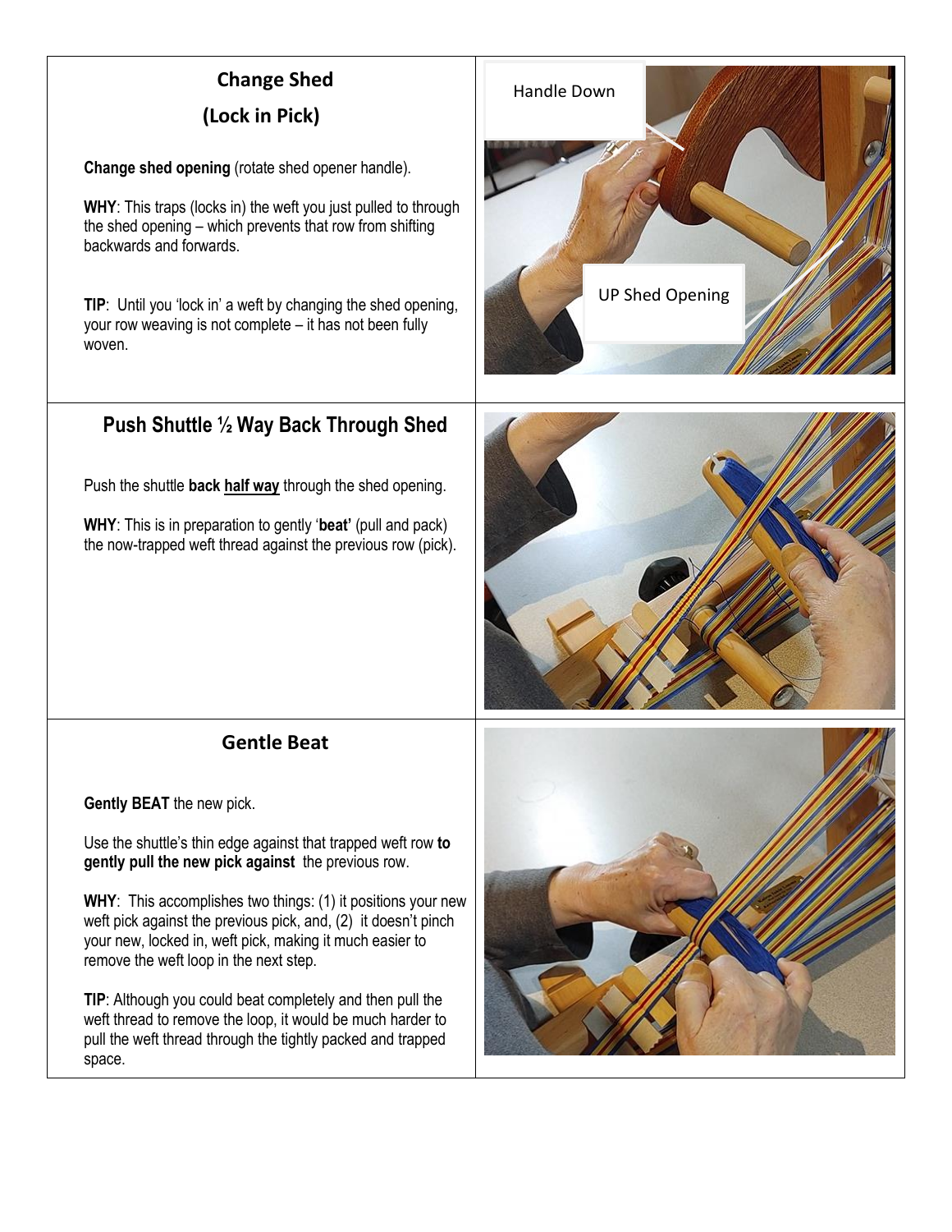## Change Shed
## (Lock in Pick)

**Change shed opening** (rotate shed opener handle).

**WHY**: This traps (locks in) the weft you just pulled to through the shed opening – which prevents that row from shifting backwards and forwards.

**TIP**: Until you 'lock in' a weft by changing the shed opening, your row weaving is not complete – it has not been fully woven.

Handle Down

UP Shed Opening

## Push Shuttle ½ Way Back Through Shed

Push the shuttle **back** **half way** through the shed opening.

**WHY**: This is in preparation to gently '**beat'** (pull and pack) the now-trapped weft thread against the previous row (pick).

## Gentle Beat

**Gently BEAT** the new pick.

Use the shuttle's thin edge against that trapped weft row **to gently pull the new pick against** the previous row.

**WHY**: This accomplishes two things: (1) it positions your new weft pick against the previous pick, and, (2) it doesn't pinch your new, locked in, weft pick, making it much easier to remove the weft loop in the next step.

**TIP**: Although you could beat completely and then pull the weft thread to remove the loop, it would be much harder to pull the weft thread through the tightly packed and trapped space.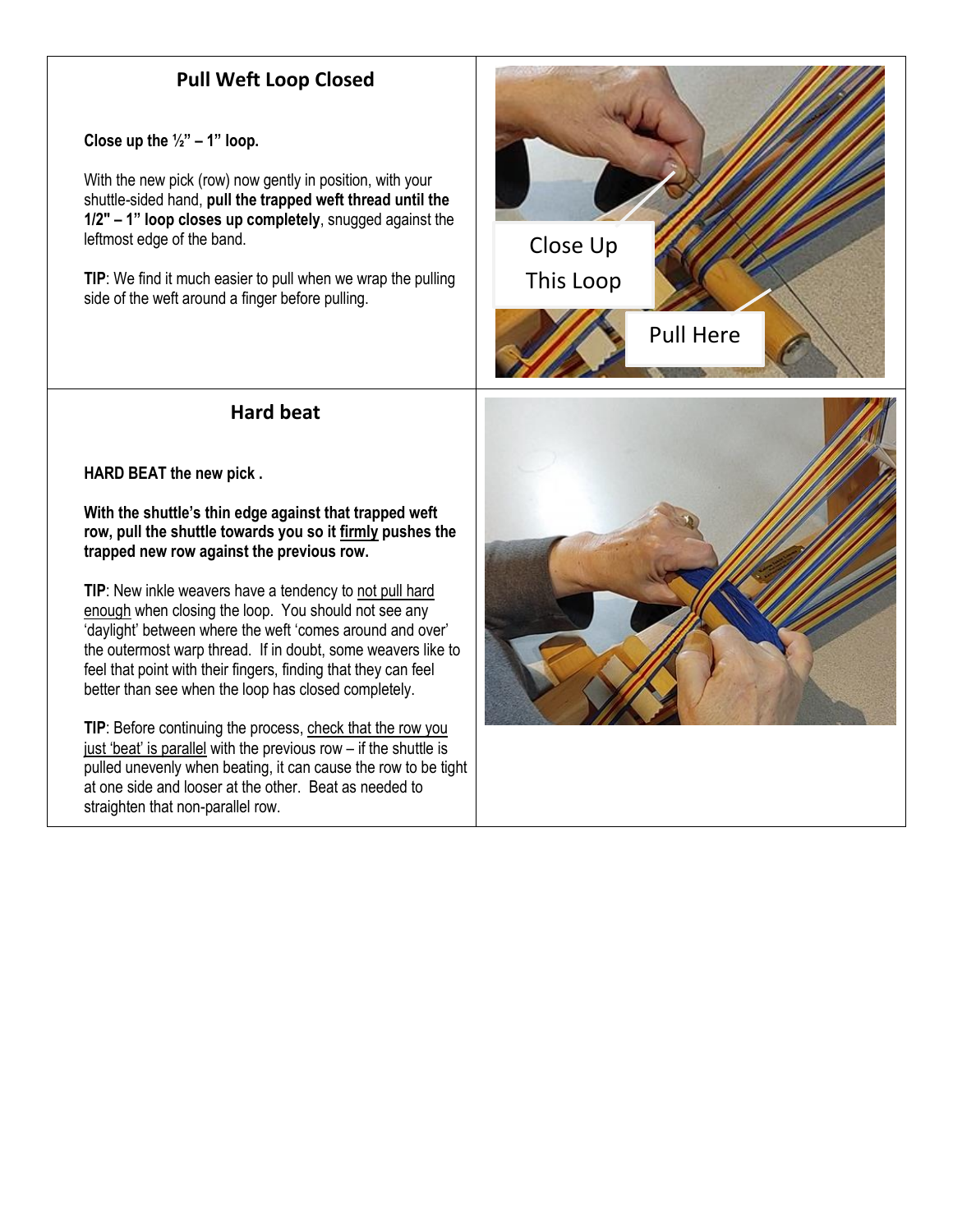## Pull Weft Loop Closed

**Close up the ½" – 1" loop.**

With the new pick (row) now gently in position, with your shuttle-sided hand, **pull the trapped weft thread until the 1/2" – 1" loop closes up completely**, snugged against the leftmost edge of the band.

**TIP**: We find it much easier to pull when we wrap the pulling side of the weft around a finger before pulling.

Close Up This Loop

Pull Here

## Hard beat

**HARD BEAT the new pick .**

**With the shuttle's thin edge against that trapped weft row, pull the shuttle towards you so it firmly pushes the trapped new row against the previous row.**

**TIP**: New inkle weavers have a tendency to not pull hard enough when closing the loop. You should not see any 'daylight' between where the weft 'comes around and over' the outermost warp thread. If in doubt, some weavers like to feel that point with their fingers, finding that they can feel better than see when the loop has closed completely.

**TIP**: Before continuing the process, check that the row you just 'beat' is parallel with the previous row – if the shuttle is pulled unevenly when beating, it can cause the row to be tight at one side and looser at the other. Beat as needed to straighten that non-parallel row.